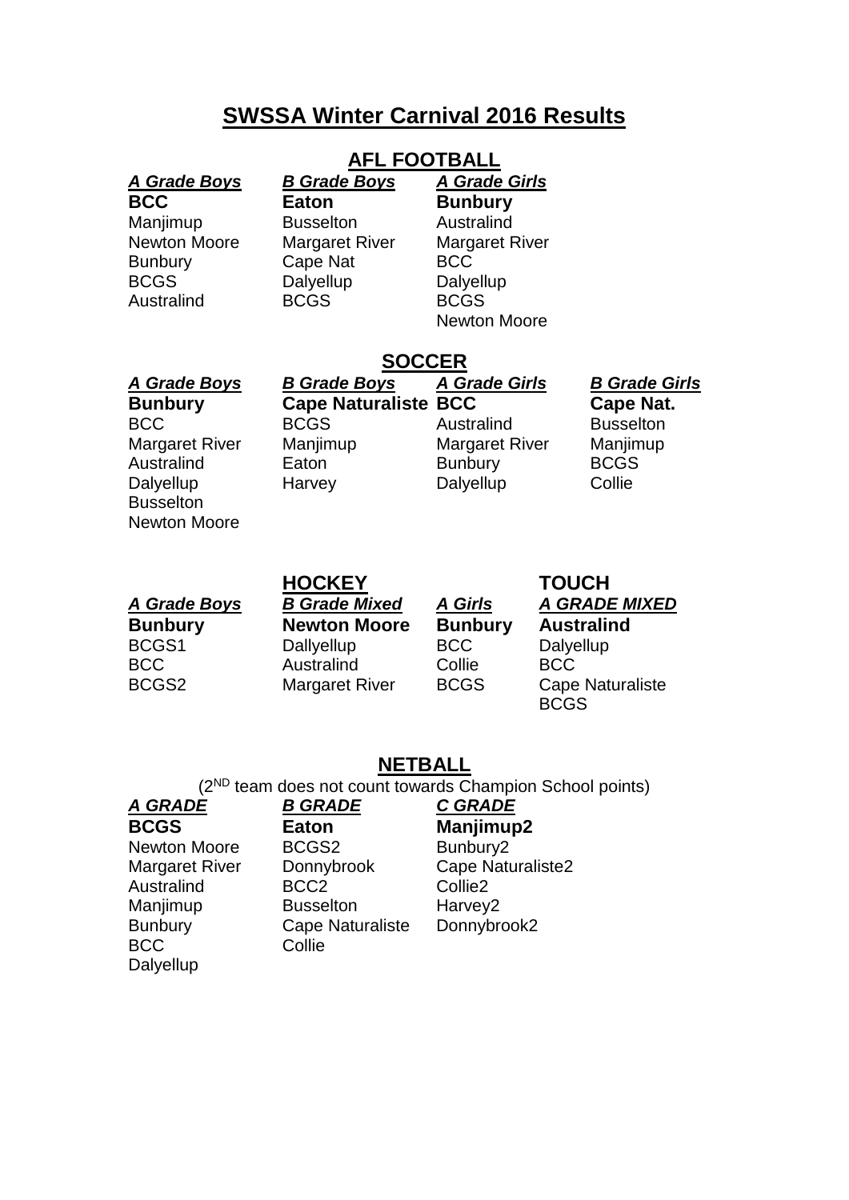# SWSSA Winter Carnival 2016 Results

## AFL FOOTBALL

| ***A Grade Boys*** | ***B Grade Boys*** | ***A Grade Girls*** |
|---|---|---|
| **BCC** | **Eaton** | **Bunbury** |
| Manjimup | Busselton | Australind |
| Newton Moore | Margaret River | Margaret River |
| Bunbury | Cape Nat | BCC |
| BCGS | Dalyellup | Dalyellup |
| Australind | BCGS | BCGS |
| | | Newton Moore |

## SOCCER

| ***A Grade Boys*** | ***B Grade Boys*** | ***A Grade Girls*** | ***B Grade Girls*** |
|---|---|---|---|
| **Bunbury** | **Cape Naturaliste** | **BCC** | **Cape Nat.** |
| BCC | BCGS | Australind | Busselton |
| Margaret River | Manjimup | Margaret River | Manjimup |
| Australind | Eaton | Bunbury | BCGS |
| Dalyellup | Harvey | Dalyellup | Collie |
| Busselton | | | |
| Newton Moore | | | |

## HOCKEY

| ***A Grade Boys*** | ***B Grade Mixed*** | ***A Girls*** |
|---|---|---|
| **Bunbury** | **Newton Moore** | **Bunbury** |
| BCGS1 | Dallyellup | BCC |
| BCC | Australind | Collie |
| BCGS2 | Margaret River | BCGS |

## TOUCH

| ***A GRADE MIXED*** |
|---|
| **Australind** |
| Dalyellup |
| BCC |
| Cape Naturaliste |
| BCGS |

## NETBALL

(2[ND] team does not count towards Champion School points)

| ***A GRADE*** | ***B GRADE*** | ***C GRADE*** |
|---|---|---|
| **BCGS** | **Eaton** | **Manjimup2** |
| Newton Moore | BCGS2 | Bunbury2 |
| Margaret River | Donnybrook | Cape Naturaliste2 |
| Australind | BCC2 | Collie2 |
| Manjimup | Busselton | Harvey2 |
| Bunbury | Cape Naturaliste | Donnybrook2 |
| BCC | Collie | |
| Dalyellup | | |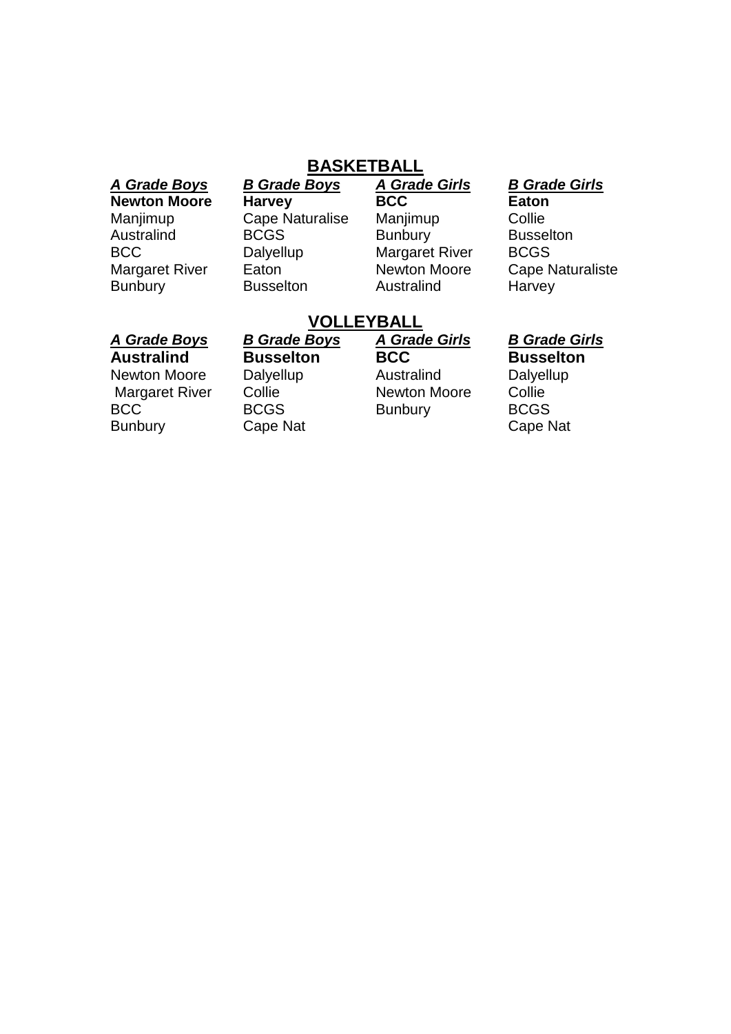## BASKETBALL

| ***A Grade Boys*** | ***B Grade Boys*** | ***A Grade Girls*** | ***B Grade Girls*** |
|---|---|---|---|
| **Newton Moore** | **Harvey** | **BCC** | **Eaton** |
| Manjimup | Cape Naturalise | Manjimup | Collie |
| Australind | BCGS | Bunbury | Busselton |
| BCC | Dalyellup | Margaret River | BCGS |
| Margaret River | Eaton | Newton Moore | Cape Naturaliste |
| Bunbury | Busselton | Australind | Harvey |

## VOLLEYBALL

| ***A Grade Boys*** | ***B Grade Boys*** | ***A Grade Girls*** | ***B Grade Girls*** |
|---|---|---|---|
| **Australind** | **Busselton** | **BCC** | **Busselton** |
| Newton Moore | Dalyellup | Australind | Dalyellup |
| Margaret River | Collie | Newton Moore | Collie |
| BCC | BCGS | Bunbury | BCGS |
| Bunbury | Cape Nat | | Cape Nat |